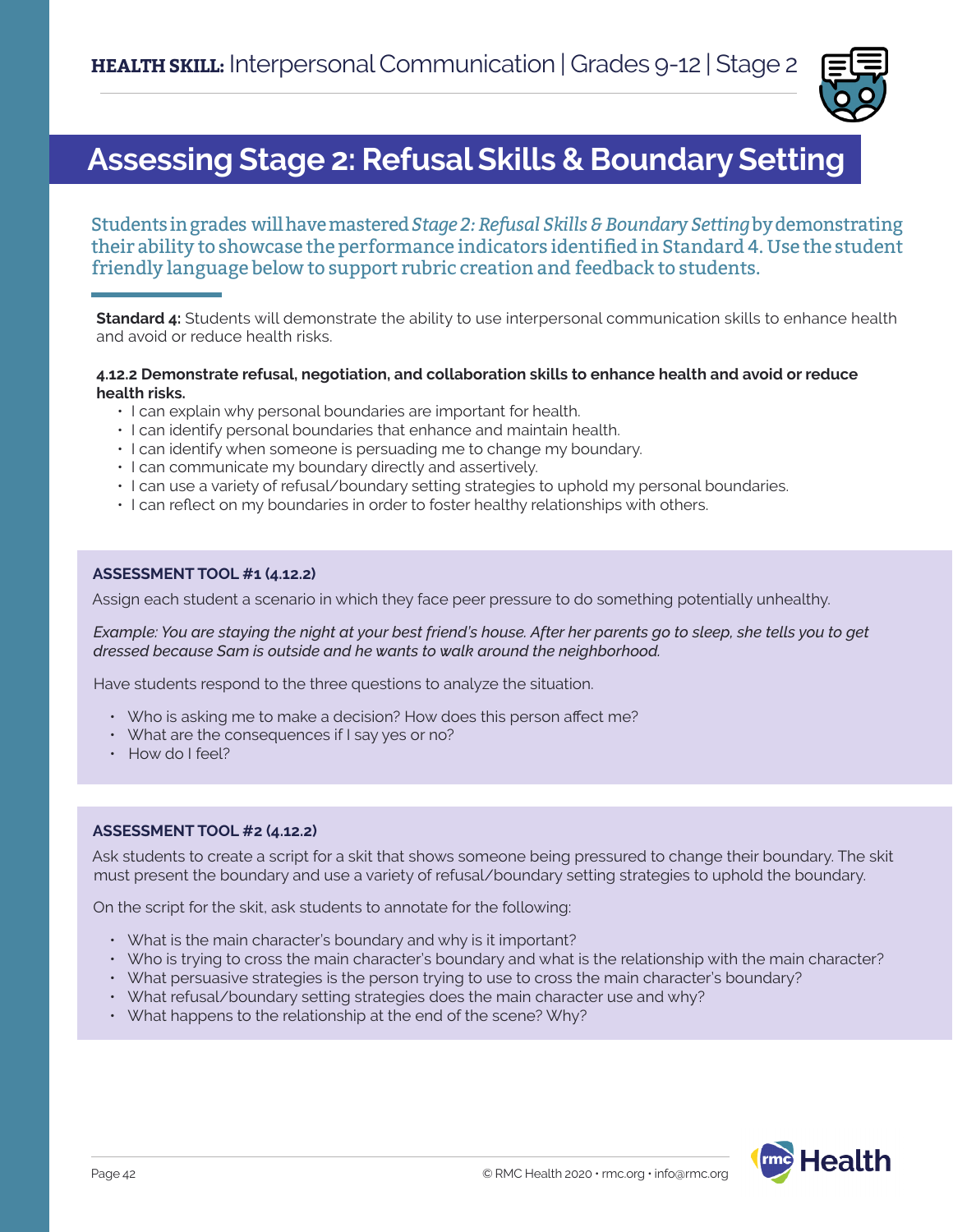**HEALTH SKILL:** Interpersonal Communication | Grades 9-12 | Stage 2

# Assessing Stage 2: Refusal Skills & Boundary Setting

Students in grades will have mastered *Stage 2: Refusal Skills & Boundary Setting* by demonstrating their ability to showcase the performance indicators identified in Standard 4. Use the student friendly language below to support rubric creation and feedback to students.

**Standard 4:** Students will demonstrate the ability to use interpersonal communication skills to enhance health and avoid or reduce health risks.

**4.12.2 Demonstrate refusal, negotiation, and collaboration skills to enhance health and avoid or reduce health risks.**

- I can explain why personal boundaries are important for health.
- I can identify personal boundaries that enhance and maintain health.
- I can identify when someone is persuading me to change my boundary.
- I can communicate my boundary directly and assertively.
- I can use a variety of refusal/boundary setting strategies to uphold my personal boundaries.
- I can reflect on my boundaries in order to foster healthy relationships with others.

### ASSESSMENT TOOL #1 (4.12.2)

Assign each student a scenario in which they face peer pressure to do something potentially unhealthy.

*Example: You are staying the night at your best friend's house. After her parents go to sleep, she tells you to get dressed because Sam is outside and he wants to walk around the neighborhood.*

Have students respond to the three questions to analyze the situation.

- Who is asking me to make a decision? How does this person affect me?
- What are the consequences if I say yes or no?
- How do I feel?

### ASSESSMENT TOOL #2 (4.12.2)

Ask students to create a script for a skit that shows someone being pressured to change their boundary. The skit must present the boundary and use a variety of refusal/boundary setting strategies to uphold the boundary.

On the script for the skit, ask students to annotate for the following:

- What is the main character's boundary and why is it important?
- Who is trying to cross the main character's boundary and what is the relationship with the main character?
- What persuasive strategies is the person trying to use to cross the main character's boundary?
- What refusal/boundary setting strategies does the main character use and why?
- What happens to the relationship at the end of the scene? Why?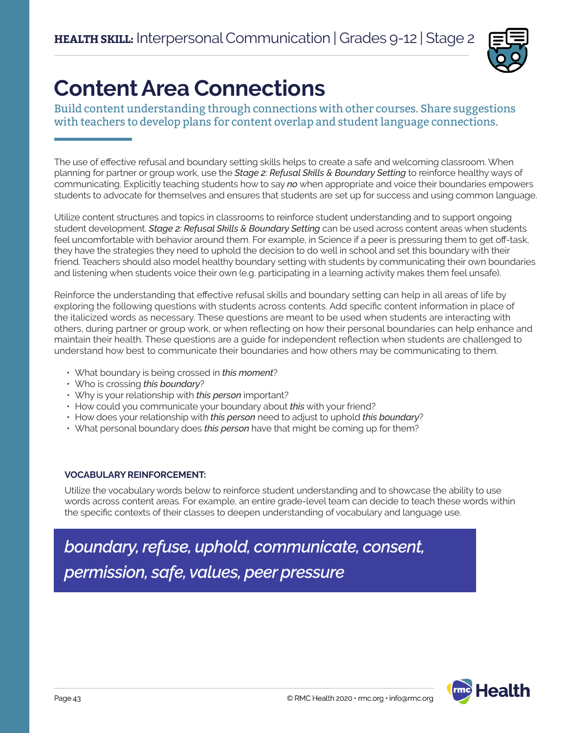# Content Area Connections

Build content understanding through connections with other courses. Share suggestions with teachers to develop plans for content overlap and student language connections.

The use of effective refusal and boundary setting skills helps to create a safe and welcoming classroom. When planning for partner or group work, use the *Stage 2: Refusal Skills & Boundary Setting* to reinforce healthy ways of communicating. Explicitly teaching students how to say ***no*** when appropriate and voice their boundaries empowers students to advocate for themselves and ensures that students are set up for success and using common language.

Utilize content structures and topics in classrooms to reinforce student understanding and to support ongoing student development. *Stage 2: Refusal Skills & Boundary Setting* can be used across content areas when students feel uncomfortable with behavior around them. For example, in Science if a peer is pressuring them to get off-task, they have the strategies they need to uphold the decision to do well in school and set this boundary with their friend. Teachers should also model healthy boundary setting with students by communicating their own boundaries and listening when students voice their own (e.g. participating in a learning activity makes them feel unsafe).

Reinforce the understanding that effective refusal skills and boundary setting can help in all areas of life by exploring the following questions with students across contents. Add specific content information in place of the italicized words as necessary. These questions are meant to be used when students are interacting with others, during partner or group work, or when reflecting on how their personal boundaries can help enhance and maintain their health. These questions are a guide for independent reflection when students are challenged to understand how best to communicate their boundaries and how others may be communicating to them.

- What boundary is being crossed in ***this moment***?
- Who is crossing ***this boundary***?
- Why is your relationship with ***this person*** important?
- How could you communicate your boundary about ***this*** with your friend?
- How does your relationship with ***this person*** need to adjust to uphold ***this boundary***?
- What personal boundary does ***this person*** have that might be coming up for them?

**VOCABULARY REINFORCEMENT:**

Utilize the vocabulary words below to reinforce student understanding and to showcase the ability to use words across content areas. For example, an entire grade-level team can decide to teach these words within the specific contexts of their classes to deepen understanding of vocabulary and language use.

***boundary, refuse, uphold, communicate, consent, permission, safe, values, peer pressure***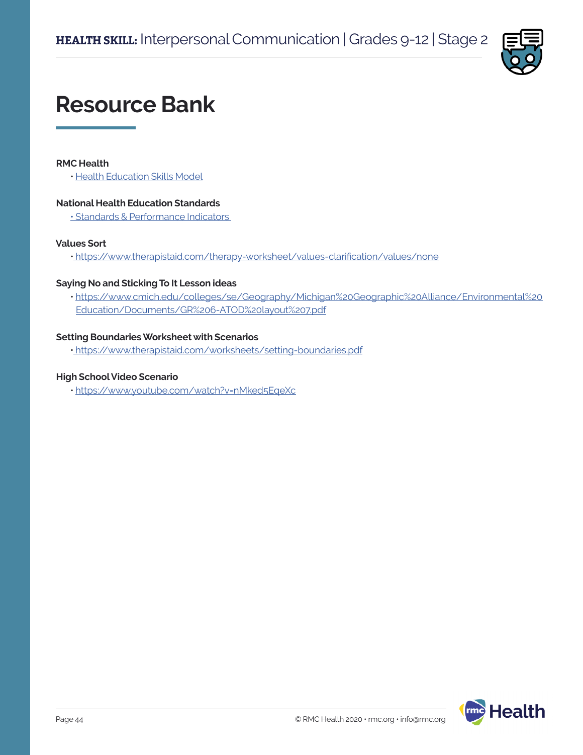# Resource Bank

**RMC Health**

- Health Education Skills Model

**National Health Education Standards**

- Standards & Performance Indicators

**Values Sort**

- https://www.therapistaid.com/therapy-worksheet/values-clarification/values/none

**Saying No and Sticking To It Lesson ideas**

- https://www.cmich.edu/colleges/se/Geography/Michigan%20Geographic%20Alliance/Environmental%20Education/Documents/GR%206-ATOD%20layout%207.pdf

**Setting Boundaries Worksheet with Scenarios**

- https://www.therapistaid.com/worksheets/setting-boundaries.pdf

**High School Video Scenario**

- https://www.youtube.com/watch?v=nMked5EqeXc